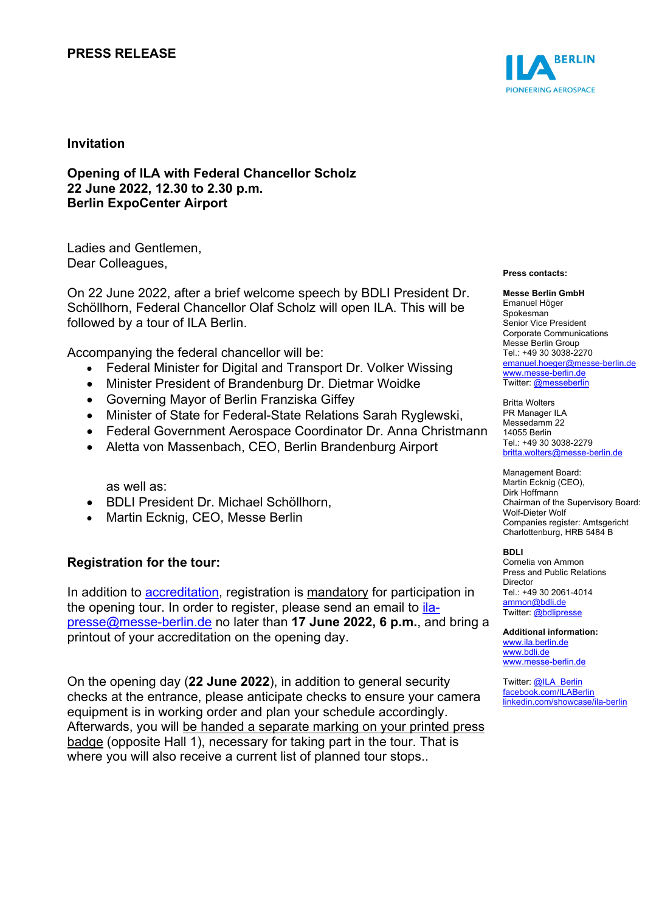**PRESS RELEASE**

ILA BERLIN
PIONEERING AEROSPACE

## Invitation

### Opening of ILA with Federal Chancellor Scholz
### 22 June 2022, 12.30 to 2.30 p.m.
### Berlin ExpoCenter Airport

Ladies and Gentlemen,
Dear Colleagues,

On 22 June 2022, after a brief welcome speech by BDLI President Dr. Schöllhorn, Federal Chancellor Olaf Scholz will open ILA. This will be followed by a tour of ILA Berlin.

Accompanying the federal chancellor will be:

- Federal Minister for Digital and Transport Dr. Volker Wissing
- Minister President of Brandenburg Dr. Dietmar Woidke
- Governing Mayor of Berlin Franziska Giffey
- Minister of State for Federal-State Relations Sarah Ryglewski,
- Federal Government Aerospace Coordinator Dr. Anna Christmann
- Aletta von Massenbach, CEO, Berlin Brandenburg Airport

as well as:

- BDLI President Dr. Michael Schöllhorn,
- Martin Ecknig, CEO, Messe Berlin

### Registration for the tour:

In addition to accreditation, registration is mandatory for participation in the opening tour. In order to register, please send an email to ila-presse@messe-berlin.de no later than **17 June 2022, 6 p.m.**, and bring a printout of your accreditation on the opening day.

On the opening day (**22 June 2022**), in addition to general security checks at the entrance, please anticipate checks to ensure your camera equipment is in working order and plan your schedule accordingly. Afterwards, you will be handed a separate marking on your printed press badge (opposite Hall 1), necessary for taking part in the tour. That is where you will also receive a current list of planned tour stops..

**Press contacts:**

**Messe Berlin GmbH**
Emanuel Höger
Spokesman
Senior Vice President
Corporate Communications
Messe Berlin Group
Tel.: +49 30 3038-2270
emanuel.hoeger@messe-berlin.de
www.messe-berlin.de
Twitter: @messeberlin

Britta Wolters
PR Manager ILA
Messedamm 22
14055 Berlin
Tel.: +49 30 3038-2279
britta.wolters@messe-berlin.de

Management Board:
Martin Ecknig (CEO),
Dirk Hoffmann
Chairman of the Supervisory Board:
Wolf-Dieter Wolf
Companies register: Amtsgericht Charlottenburg, HRB 5484 B

**BDLI**
Cornelia von Ammon
Press and Public Relations Director
Tel.: +49 30 2061-4014
ammon@bdli.de
Twitter: @bdlipresse

**Additional information:**
www.ila.berlin.de
www.bdli.de
www.messe-berlin.de

Twitter: @ILA_Berlin
facebook.com/ILABerlin
linkedin.com/showcase/ila-berlin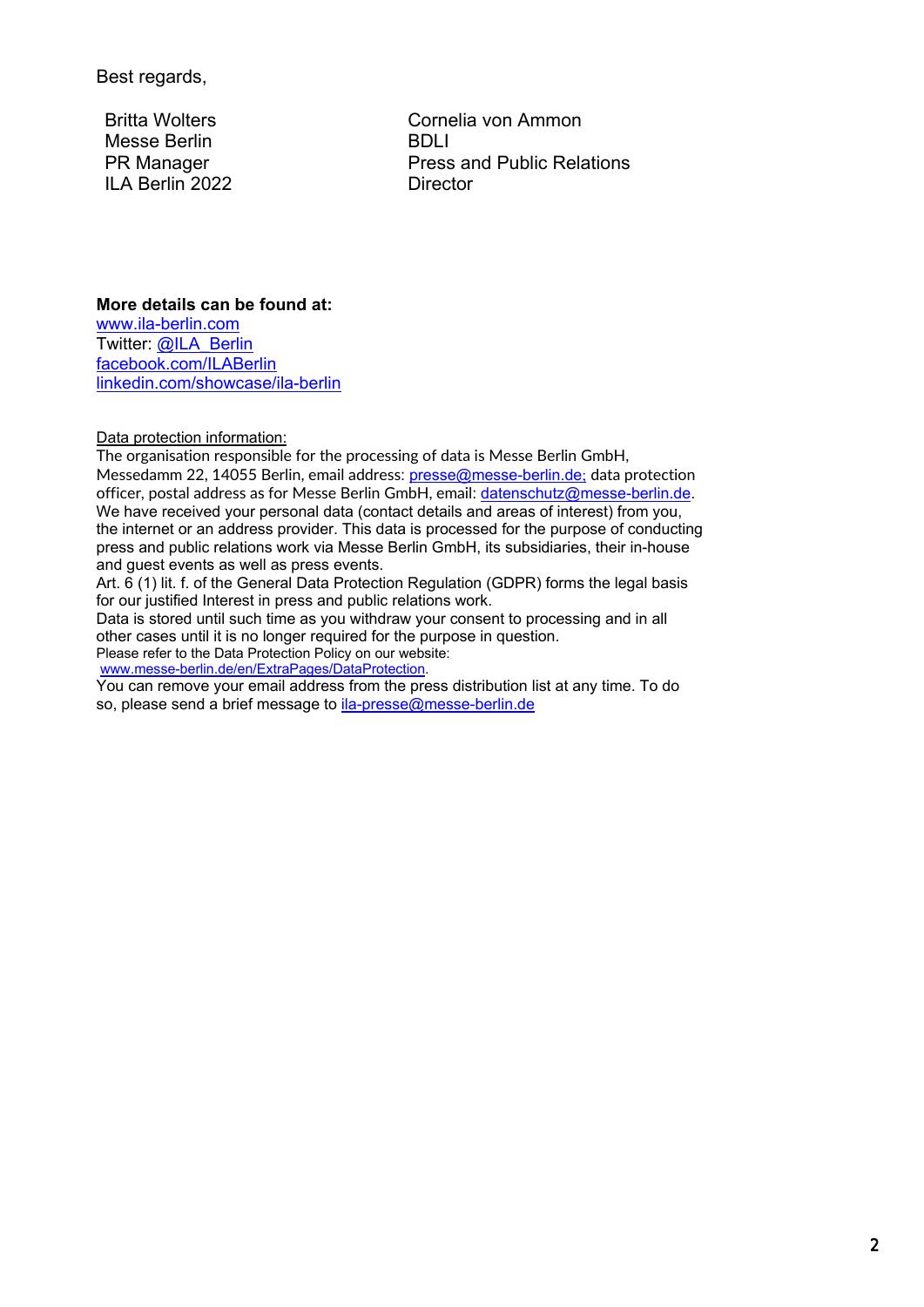Best regards,

Britta Wolters
Messe Berlin
PR Manager
ILA Berlin 2022

Cornelia von Ammon
BDLI
Press and Public Relations
Director

**More details can be found at:**
www.ila-berlin.com
Twitter: @ILA_Berlin
facebook.com/ILABerlin
linkedin.com/showcase/ila-berlin

Data protection information:
The organisation responsible for the processing of data is Messe Berlin GmbH, Messedamm 22, 14055 Berlin, email address: presse@messe-berlin.de; data protection officer, postal address as for Messe Berlin GmbH, email: datenschutz@messe-berlin.de. We have received your personal data (contact details and areas of interest) from you, the internet or an address provider. This data is processed for the purpose of conducting press and public relations work via Messe Berlin GmbH, its subsidiaries, their in-house and guest events as well as press events.
Art. 6 (1) lit. f. of the General Data Protection Regulation (GDPR) forms the legal basis for our justified Interest in press and public relations work.
Data is stored until such time as you withdraw your consent to processing and in all other cases until it is no longer required for the purpose in question.
Please refer to the Data Protection Policy on our website:
www.messe-berlin.de/en/ExtraPages/DataProtection.
You can remove your email address from the press distribution list at any time. To do so, please send a brief message to ila-presse@messe-berlin.de